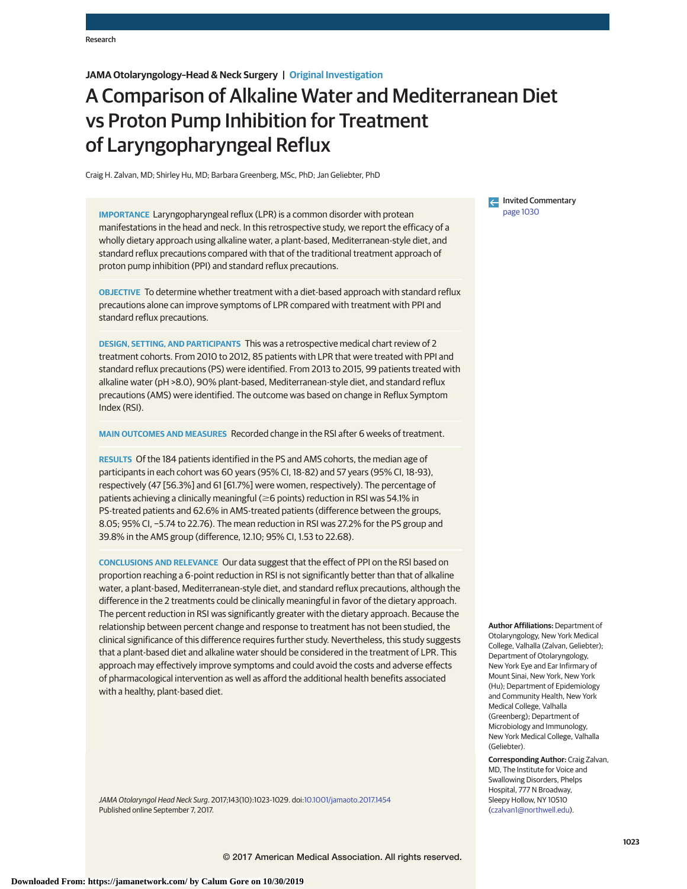# A Comparison of Alkaline Water and Mediterranean Diet vs Proton Pump Inhibition for Treatment of Laryngopharyngeal Reflux

Craig H. Zalvan, MD; Shirley Hu, MD; Barbara Greenberg, MSc, PhD; Jan Geliebter, PhD

Invited Commentary page 1030

**IMPORTANCE** Laryngopharyngeal reflux (LPR) is a common disorder with protean manifestations in the head and neck. In this retrospective study, we report the efficacy of a wholly dietary approach using alkaline water, a plant-based, Mediterranean-style diet, and standard reflux precautions compared with that of the traditional treatment approach of proton pump inhibition (PPI) and standard reflux precautions.

**OBJECTIVE** To determine whether treatment with a diet-based approach with standard reflux precautions alone can improve symptoms of LPR compared with treatment with PPI and standard reflux precautions.

**DESIGN, SETTING, AND PARTICIPANTS** This was a retrospective medical chart review of 2 treatment cohorts. From 2010 to 2012, 85 patients with LPR that were treated with PPI and standard reflux precautions (PS) were identified. From 2013 to 2015, 99 patients treated with alkaline water (pH >8.0), 90% plant-based, Mediterranean-style diet, and standard reflux precautions (AMS) were identified. The outcome was based on change in Reflux Symptom Index (RSI).

**MAIN OUTCOMES AND MEASURES** Recorded change in the RSI after 6 weeks of treatment.

**RESULTS** Of the 184 patients identified in the PS and AMS cohorts, the median age of participants in each cohort was 60 years (95% CI, 18-82) and 57 years (95% CI, 18-93), respectively (47 [56.3%] and 61 [61.7%] were women, respectively). The percentage of patients achieving a clinically meaningful (≥6 points) reduction in RSI was 54.1% in PS-treated patients and 62.6% in AMS-treated patients (difference between the groups, 8.05; 95% CI, −5.74 to 22.76). The mean reduction in RSI was 27.2% for the PS group and 39.8% in the AMS group (difference, 12.10; 95% CI, 1.53 to 22.68).

**CONCLUSIONS AND RELEVANCE** Our data suggest that the effect of PPI on the RSI based on proportion reaching a 6-point reduction in RSI is not significantly better than that of alkaline water, a plant-based, Mediterranean-style diet, and standard reflux precautions, although the difference in the 2 treatments could be clinically meaningful in favor of the dietary approach. The percent reduction in RSI was significantly greater with the dietary approach. Because the relationship between percent change and response to treatment has not been studied, the clinical significance of this difference requires further study. Nevertheless, this study suggests that a plant-based diet and alkaline water should be considered in the treatment of LPR. This approach may effectively improve symptoms and could avoid the costs and adverse effects of pharmacological intervention as well as afford the additional health benefits associated with a healthy, plant-based diet.

*JAMA Otolaryngol Head Neck Surg*. 2017;143(10):1023-1029. doi:10.1001/jamaoto.2017.1454
Published online September 7, 2017.

**Author Affiliations:** Department of Otolaryngology, New York Medical College, Valhalla (Zalvan, Geliebter); Department of Otolaryngology, New York Eye and Ear Infirmary of Mount Sinai, New York, New York (Hu); Department of Epidemiology and Community Health, New York Medical College, Valhalla (Greenberg); Department of Microbiology and Immunology, New York Medical College, Valhalla (Geliebter).

**Corresponding Author:** Craig Zalvan, MD, The Institute for Voice and Swallowing Disorders, Phelps Hospital, 777 N Broadway, Sleepy Hollow, NY 10510 (czalvan1@northwell.edu).

© 2017 American Medical Association. All rights reserved.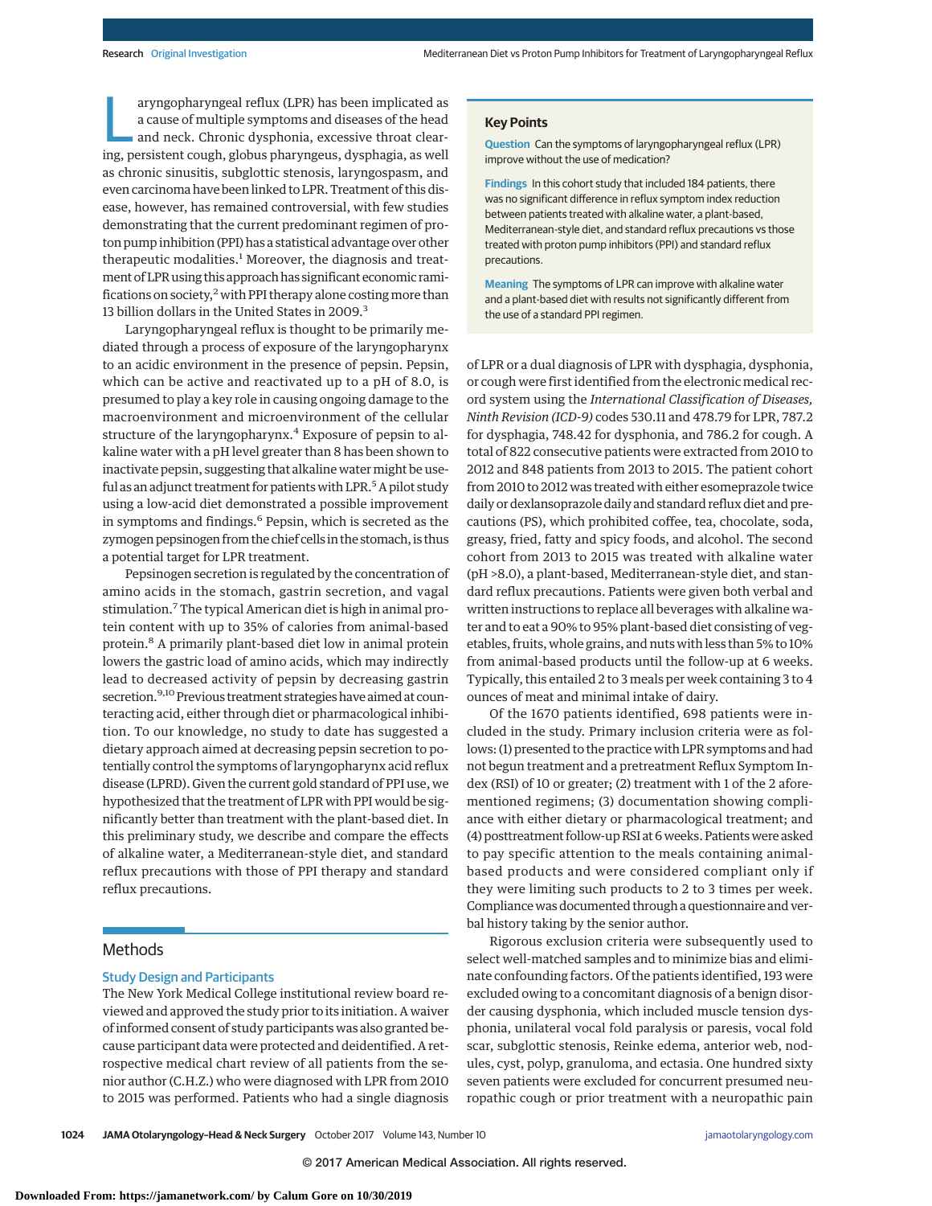Laryngopharyngeal reflux (LPR) has been implicated as a cause of multiple symptoms and diseases of the head and neck. Chronic dysphonia, excessive throat clearing, persistent cough, globus pharyngeus, dysphagia, as well as chronic sinusitis, subglottic stenosis, laryngospasm, and even carcinoma have been linked to LPR. Treatment of this disease, however, has remained controversial, with few studies demonstrating that the current predominant regimen of proton pump inhibition (PPI) has a statistical advantage over other therapeutic modalities.[1] Moreover, the diagnosis and treatment of LPR using this approach has significant economic ramifications on society,[2] with PPI therapy alone costing more than 13 billion dollars in the United States in 2009.[3]

Laryngopharyngeal reflux is thought to be primarily mediated through a process of exposure of the laryngopharynx to an acidic environment in the presence of pepsin. Pepsin, which can be active and reactivated up to a pH of 8.0, is presumed to play a key role in causing ongoing damage to the macroenvironment and microenvironment of the cellular structure of the laryngopharynx.[4] Exposure of pepsin to alkaline water with a pH level greater than 8 has been shown to inactivate pepsin, suggesting that alkaline water might be useful as an adjunct treatment for patients with LPR.[5] A pilot study using a low-acid diet demonstrated a possible improvement in symptoms and findings.[6] Pepsin, which is secreted as the zymogen pepsinogen from the chief cells in the stomach, is thus a potential target for LPR treatment.

Pepsinogen secretion is regulated by the concentration of amino acids in the stomach, gastrin secretion, and vagal stimulation.[7] The typical American diet is high in animal protein content with up to 35% of calories from animal-based protein.[8] A primarily plant-based diet low in animal protein lowers the gastric load of amino acids, which may indirectly lead to decreased activity of pepsin by decreasing gastrin secretion.[9,10] Previous treatment strategies have aimed at counteracting acid, either through diet or pharmacological inhibition. To our knowledge, no study to date has suggested a dietary approach aimed at decreasing pepsin secretion to potentially control the symptoms of laryngopharynx acid reflux disease (LPRD). Given the current gold standard of PPI use, we hypothesized that the treatment of LPR with PPI would be significantly better than treatment with the plant-based diet. In this preliminary study, we describe and compare the effects of alkaline water, a Mediterranean-style diet, and standard reflux precautions with those of PPI therapy and standard reflux precautions.

> **Key Points**
>
> **Question** Can the symptoms of laryngopharyngeal reflux (LPR) improve without the use of medication?
>
> **Findings** In this cohort study that included 184 patients, there was no significant difference in reflux symptom index reduction between patients treated with alkaline water, a plant-based, Mediterranean-style diet, and standard reflux precautions vs those treated with proton pump inhibitors (PPI) and standard reflux precautions.
>
> **Meaning** The symptoms of LPR can improve with alkaline water and a plant-based diet with results not significantly different from the use of a standard PPI regimen.

## Methods

### Study Design and Participants

The New York Medical College institutional review board reviewed and approved the study prior to its initiation. A waiver of informed consent of study participants was also granted because participant data were protected and deidentified. A retrospective medical chart review of all patients from the senior author (C.H.Z.) who were diagnosed with LPR from 2010 to 2015 was performed. Patients who had a single diagnosis of LPR or a dual diagnosis of LPR with dysphagia, dysphonia, or cough were first identified from the electronic medical record system using the *International Classification of Diseases, Ninth Revision (ICD-9)* codes 530.11 and 478.79 for LPR, 787.2 for dysphagia, 748.42 for dysphonia, and 786.2 for cough. A total of 822 consecutive patients were extracted from 2010 to 2012 and 848 patients from 2013 to 2015. The patient cohort from 2010 to 2012 was treated with either esomeprazole twice daily or dexlansoprazole daily and standard reflux diet and precautions (PS), which prohibited coffee, tea, chocolate, soda, greasy, fried, fatty and spicy foods, and alcohol. The second cohort from 2013 to 2015 was treated with alkaline water (pH >8.0), a plant-based, Mediterranean-style diet, and standard reflux precautions. Patients were given both verbal and written instructions to replace all beverages with alkaline water and to eat a 90% to 95% plant-based diet consisting of vegetables, fruits, whole grains, and nuts with less than 5% to 10% from animal-based products until the follow-up at 6 weeks. Typically, this entailed 2 to 3 meals per week containing 3 to 4 ounces of meat and minimal intake of dairy.

Of the 1670 patients identified, 698 patients were included in the study. Primary inclusion criteria were as follows: (1) presented to the practice with LPR symptoms and had not begun treatment and a pretreatment Reflux Symptom Index (RSI) of 10 or greater; (2) treatment with 1 of the 2 aforementioned regimens; (3) documentation showing compliance with either dietary or pharmacological treatment; and (4) posttreatment follow-up RSI at 6 weeks. Patients were asked to pay specific attention to the meals containing animal-based products and were considered compliant only if they were limiting such products to 2 to 3 times per week. Compliance was documented through a questionnaire and verbal history taking by the senior author.

Rigorous exclusion criteria were subsequently used to select well-matched samples and to minimize bias and eliminate confounding factors. Of the patients identified, 193 were excluded owing to a concomitant diagnosis of a benign disorder causing dysphonia, which included muscle tension dysphonia, unilateral vocal fold paralysis or paresis, vocal fold scar, subglottic stenosis, Reinke edema, anterior web, nodules, cyst, polyp, granuloma, and ectasia. One hundred sixty seven patients were excluded for concurrent presumed neuropathic cough or prior treatment with a neuropathic pain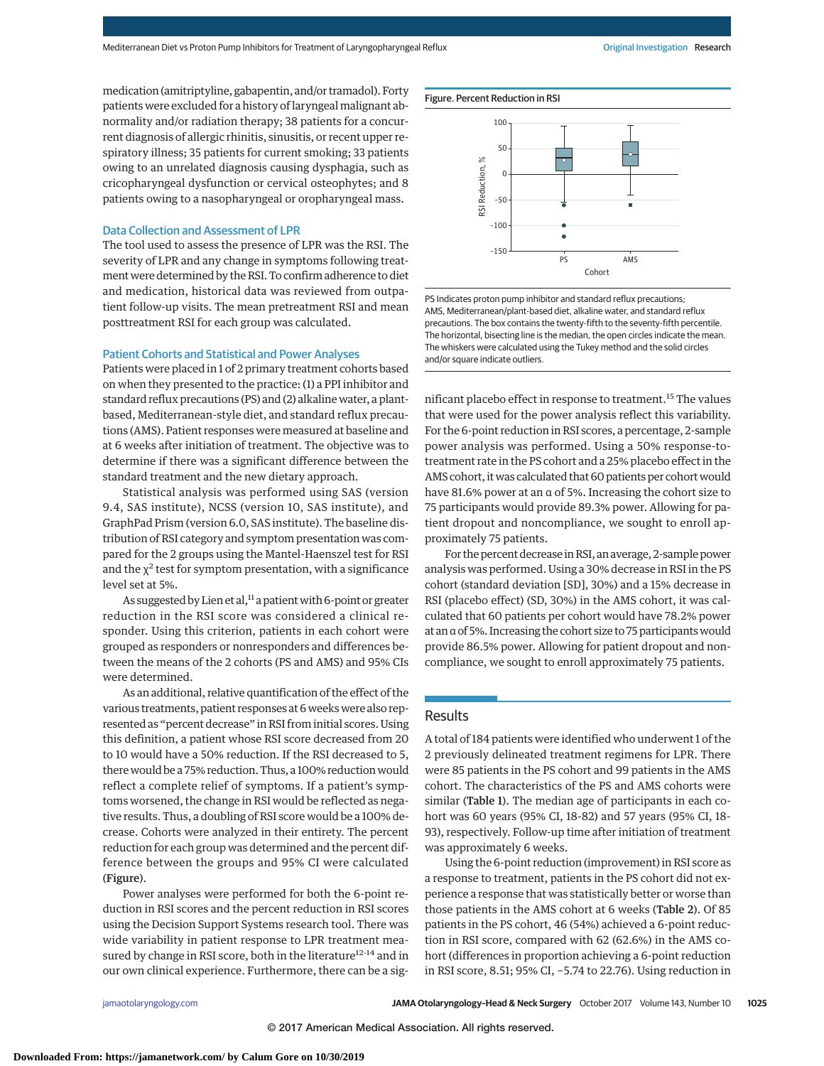medication (amitriptyline, gabapentin, and/or tramadol). Forty patients were excluded for a history of laryngeal malignant abnormality and/or radiation therapy; 38 patients for a concurrent diagnosis of allergic rhinitis, sinusitis, or recent upper respiratory illness; 35 patients for current smoking; 33 patients owing to an unrelated diagnosis causing dysphagia, such as cricopharyngeal dysfunction or cervical osteophytes; and 8 patients owing to a nasopharyngeal or oropharyngeal mass.

### Data Collection and Assessment of LPR

The tool used to assess the presence of LPR was the RSI. The severity of LPR and any change in symptoms following treatment were determined by the RSI. To confirm adherence to diet and medication, historical data was reviewed from outpatient follow-up visits. The mean pretreatment RSI and mean posttreatment RSI for each group was calculated.

### Patient Cohorts and Statistical and Power Analyses

Patients were placed in 1 of 2 primary treatment cohorts based on when they presented to the practice: (1) a PPI inhibitor and standard reflux precautions (PS) and (2) alkaline water, a plant-based, Mediterranean-style diet, and standard reflux precautions (AMS). Patient responses were measured at baseline and at 6 weeks after initiation of treatment. The objective was to determine if there was a significant difference between the standard treatment and the new dietary approach.

Statistical analysis was performed using SAS (version 9.4, SAS institute), NCSS (version 10, SAS institute), and GraphPad Prism (version 6.0, SAS institute). The baseline distribution of RSI category and symptom presentation was compared for the 2 groups using the Mantel-Haenszel test for RSI and the $\chi^2$ test for symptom presentation, with a significance level set at 5%.

As suggested by Lien et al,[11] a patient with 6-point or greater reduction in the RSI score was considered a clinical responder. Using this criterion, patients in each cohort were grouped as responders or nonresponders and differences between the means of the 2 cohorts (PS and AMS) and 95% CIs were determined.

As an additional, relative quantification of the effect of the various treatments, patient responses at 6 weeks were also represented as "percent decrease" in RSI from initial scores. Using this definition, a patient whose RSI score decreased from 20 to 10 would have a 50% reduction. If the RSI decreased to 5, there would be a 75% reduction. Thus, a 100% reduction would reflect a complete relief of symptoms. If a patient's symptoms worsened, the change in RSI would be reflected as negative results. Thus, a doubling of RSI score would be a 100% decrease. Cohorts were analyzed in their entirety. The percent reduction for each group was determined and the percent difference between the groups and 95% CI were calculated (**Figure**).

Power analyses were performed for both the 6-point reduction in RSI scores and the percent reduction in RSI scores using the Decision Support Systems research tool. There was wide variability in patient response to LPR treatment measured by change in RSI score, both in the literature[12-14] and in our own clinical experience. Furthermore, there can be a significant placebo effect in response to treatment.[15] The values that were used for the power analysis reflect this variability. For the 6-point reduction in RSI scores, a percentage, 2-sample power analysis was performed. Using a 50% response-to-treatment rate in the PS cohort and a 25% placebo effect in the AMS cohort, it was calculated that 60 patients per cohort would have 81.6% power at an α of 5%. Increasing the cohort size to 75 participants would provide 89.3% power. Allowing for patient dropout and noncompliance, we sought to enroll approximately 75 patients.

For the percent decrease in RSI, an average, 2-sample power analysis was performed. Using a 30% decrease in RSI in the PS cohort (standard deviation [SD], 30%) and a 15% decrease in RSI (placebo effect) (SD, 30%) in the AMS cohort, it was calculated that 60 patients per cohort would have 78.2% power at an α of 5%. Increasing the cohort size to 75 participants would provide 86.5% power. Allowing for patient dropout and noncompliance, we sought to enroll approximately 75 patients.

**Figure. Percent Reduction in RSI**

PS Indicates proton pump inhibitor and standard reflux precautions; AMS, Mediterranean/plant-based diet, alkaline water, and standard reflux precautions. The box contains the twenty-fifth to the seventy-fifth percentile. The horizontal, bisecting line is the median, the open circles indicate the mean. The whiskers were calculated using the Tukey method and the solid circles and/or square indicate outliers.

## Results

A total of 184 patients were identified who underwent 1 of the 2 previously delineated treatment regimens for LPR. There were 85 patients in the PS cohort and 99 patients in the AMS cohort. The characteristics of the PS and AMS cohorts were similar (**Table 1**). The median age of participants in each cohort was 60 years (95% CI, 18-82) and 57 years (95% CI, 18-93), respectively. Follow-up time after initiation of treatment was approximately 6 weeks.

Using the 6-point reduction (improvement) in RSI score as a response to treatment, patients in the PS cohort did not experience a response that was statistically better or worse than those patients in the AMS cohort at 6 weeks (**Table 2**). Of 85 patients in the PS cohort, 46 (54%) achieved a 6-point reduction in RSI score, compared with 62 (62.6%) in the AMS cohort (differences in proportion achieving a 6-point reduction in RSI score, 8.51; 95% CI, −5.74 to 22.76). Using reduction in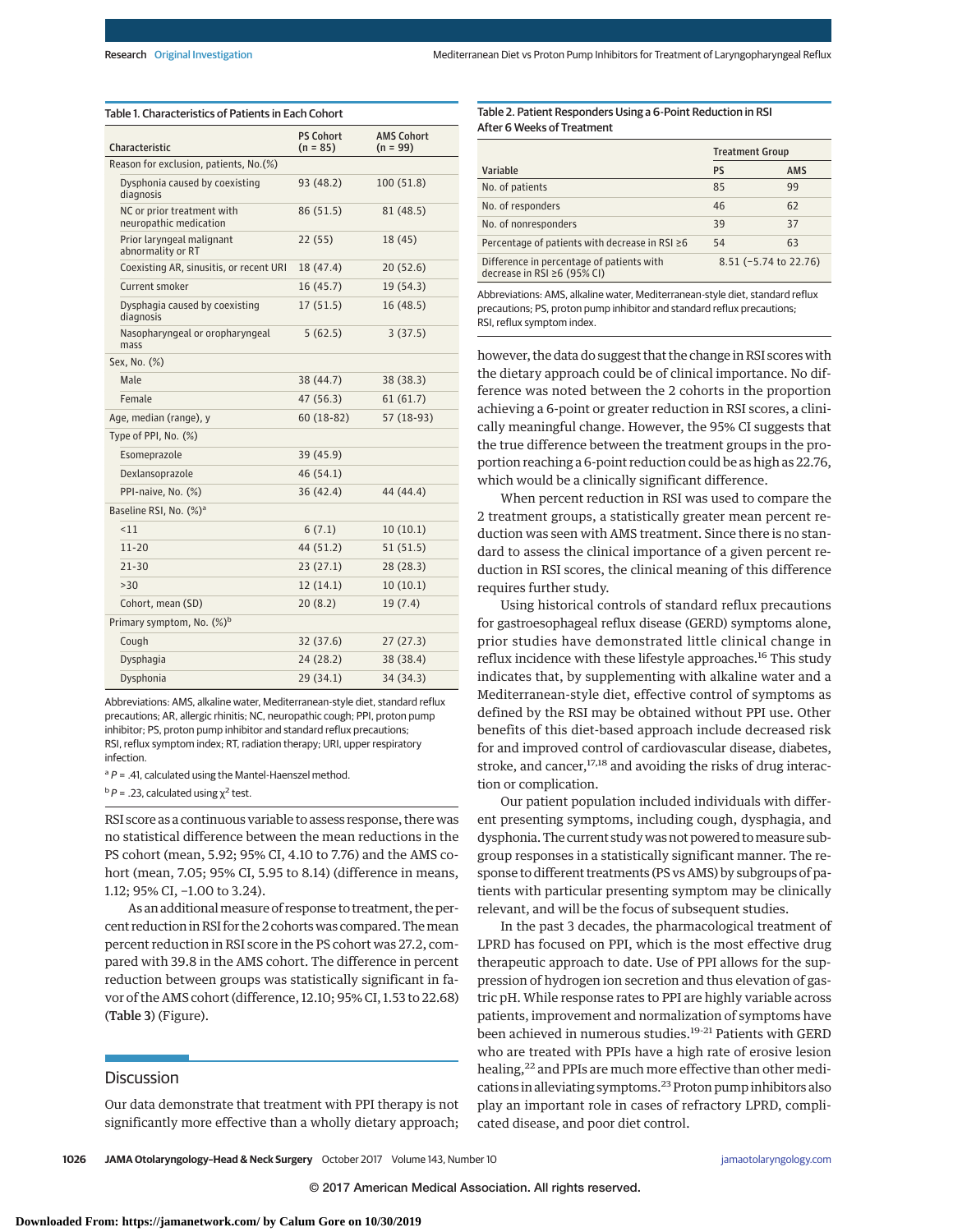Table 1. Characteristics of Patients in Each Cohort

| Characteristic | PS Cohort (n = 85) | AMS Cohort (n = 99) |
|---|---|---|
| Reason for exclusion, patients, No.(%) | | |
| Dysphonia caused by coexisting diagnosis | 93 (48.2) | 100 (51.8) |
| NC or prior treatment with neuropathic medication | 86 (51.5) | 81 (48.5) |
| Prior laryngeal malignant abnormality or RT | 22 (55) | 18 (45) |
| Coexisting AR, sinusitis, or recent URI | 18 (47.4) | 20 (52.6) |
| Current smoker | 16 (45.7) | 19 (54.3) |
| Dysphagia caused by coexisting diagnosis | 17 (51.5) | 16 (48.5) |
| Nasopharyngeal or oropharyngeal mass | 5 (62.5) | 3 (37.5) |
| Sex, No. (%) | | |
| Male | 38 (44.7) | 38 (38.3) |
| Female | 47 (56.3) | 61 (61.7) |
| Age, median (range), y | 60 (18-82) | 57 (18-93) |
| Type of PPI, No. (%) | | |
| Esomeprazole | 39 (45.9) | |
| Dexlansoprazole | 46 (54.1) | |
| PPI-naive, No. (%) | 36 (42.4) | 44 (44.4) |
| Baseline RSI, No. (%)[a] | | |
| <11 | 6 (7.1) | 10 (10.1) |
| 11-20 | 44 (51.2) | 51 (51.5) |
| 21-30 | 23 (27.1) | 28 (28.3) |
| >30 | 12 (14.1) | 10 (10.1) |
| Cohort, mean (SD) | 20 (8.2) | 19 (7.4) |
| Primary symptom, No. (%)[b] | | |
| Cough | 32 (37.6) | 27 (27.3) |
| Dysphagia | 24 (28.2) | 38 (38.4) |
| Dysphonia | 29 (34.1) | 34 (34.3) |

Abbreviations: AMS, alkaline water, Mediterranean-style diet, standard reflux precautions; AR, allergic rhinitis; NC, neuropathic cough; PPI, proton pump inhibitor; PS, proton pump inhibitor and standard reflux precautions; RSI, reflux symptom index; RT, radiation therapy; URI, upper respiratory infection.

[a] $P = .41$, calculated using the Mantel-Haenszel method.

[b] $P = .23$, calculated using $\chi^2$ test.

RSI score as a continuous variable to assess response, there was no statistical difference between the mean reductions in the PS cohort (mean, 5.92; 95% CI, 4.10 to 7.76) and the AMS cohort (mean, 7.05; 95% CI, 5.95 to 8.14) (difference in means, 1.12; 95% CI, −1.00 to 3.24).

As an additional measure of response to treatment, the percent reduction in RSI for the 2 cohorts was compared. The mean percent reduction in RSI score in the PS cohort was 27.2, compared with 39.8 in the AMS cohort. The difference in percent reduction between groups was statistically significant in favor of the AMS cohort (difference, 12.10; 95% CI, 1.53 to 22.68) (Table 3) (Figure).

## Discussion

Our data demonstrate that treatment with PPI therapy is not significantly more effective than a wholly dietary approach; however, the data do suggest that the change in RSI scores with the dietary approach could be of clinical importance. No difference was noted between the 2 cohorts in the proportion achieving a 6-point or greater reduction in RSI scores, a clinically meaningful change. However, the 95% CI suggests that the true difference between the treatment groups in the proportion reaching a 6-point reduction could be as high as 22.76, which would be a clinically significant difference.

Table 2. Patient Responders Using a 6-Point Reduction in RSI After 6 Weeks of Treatment

| Variable | Treatment Group | |
|---|---|---|
| | PS | AMS |
| No. of patients | 85 | 99 |
| No. of responders | 46 | 62 |
| No. of nonresponders | 39 | 37 |
| Percentage of patients with decrease in RSI ≥6 | 54 | 63 |
| Difference in percentage of patients with decrease in RSI ≥6 (95% CI) | 8.51 (−5.74 to 22.76) | |

Abbreviations: AMS, alkaline water, Mediterranean-style diet, standard reflux precautions; PS, proton pump inhibitor and standard reflux precautions; RSI, reflux symptom index.

When percent reduction in RSI was used to compare the 2 treatment groups, a statistically greater mean percent reduction was seen with AMS treatment. Since there is no standard to assess the clinical importance of a given percent reduction in RSI scores, the clinical meaning of this difference requires further study.

Using historical controls of standard reflux precautions for gastroesophageal reflux disease (GERD) symptoms alone, prior studies have demonstrated little clinical change in reflux incidence with these lifestyle approaches.[16] This study indicates that, by supplementing with alkaline water and a Mediterranean-style diet, effective control of symptoms as defined by the RSI may be obtained without PPI use. Other benefits of this diet-based approach include decreased risk for and improved control of cardiovascular disease, diabetes, stroke, and cancer,[17,18] and avoiding the risks of drug interaction or complication.

Our patient population included individuals with different presenting symptoms, including cough, dysphagia, and dysphonia. The current study was not powered to measure subgroup responses in a statistically significant manner. The response to different treatments (PS vs AMS) by subgroups of patients with particular presenting symptom may be clinically relevant, and will be the focus of subsequent studies.

In the past 3 decades, the pharmacological treatment of LPRD has focused on PPI, which is the most effective drug therapeutic approach to date. Use of PPI allows for the suppression of hydrogen ion secretion and thus elevation of gastric pH. While response rates to PPI are highly variable across patients, improvement and normalization of symptoms have been achieved in numerous studies.[19-21] Patients with GERD who are treated with PPIs have a high rate of erosive lesion healing,[22] and PPIs are much more effective than other medications in alleviating symptoms.[23] Proton pump inhibitors also play an important role in cases of refractory LPRD, complicated disease, and poor diet control.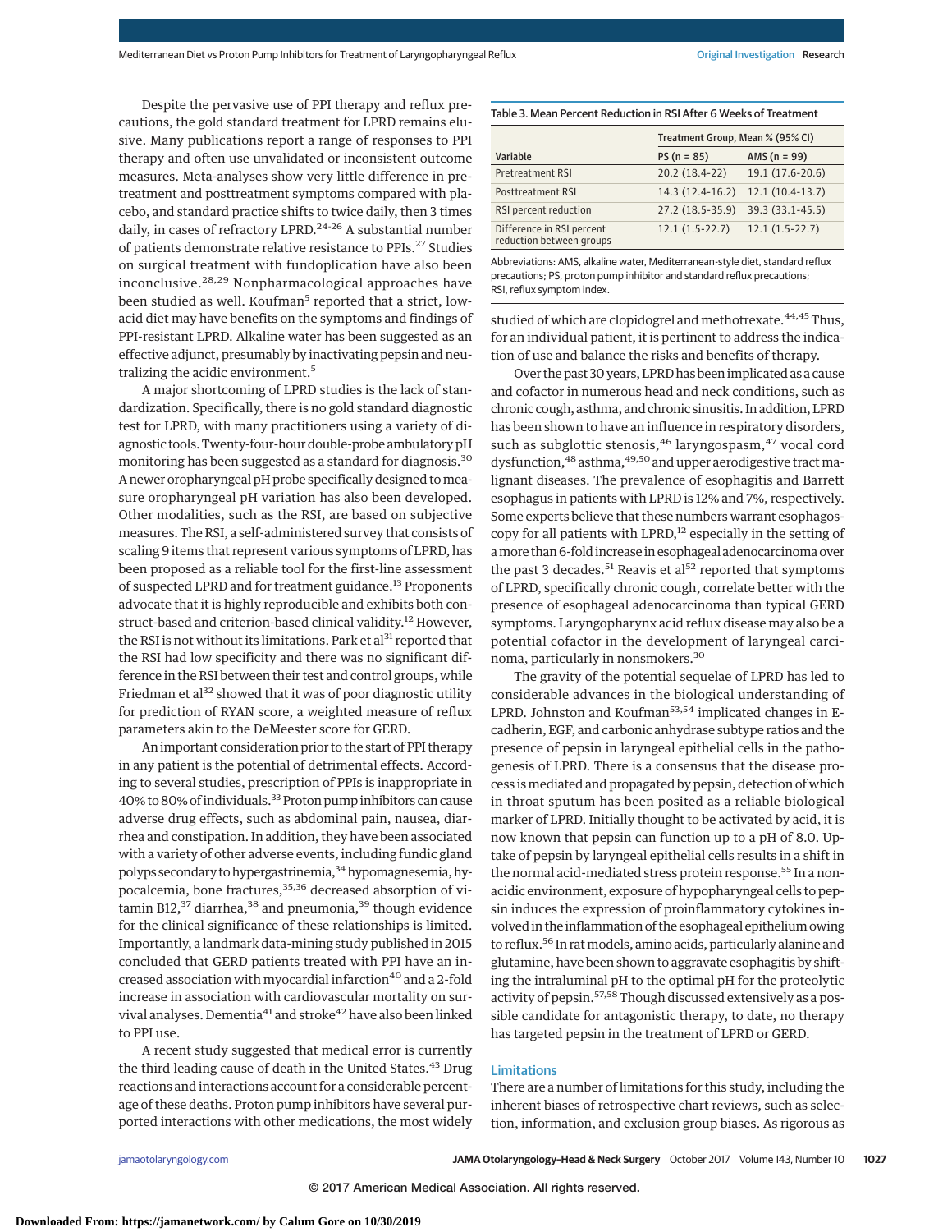Despite the pervasive use of PPI therapy and reflux precautions, the gold standard treatment for LPRD remains elusive. Many publications report a range of responses to PPI therapy and often use unvalidated or inconsistent outcome measures. Meta-analyses show very little difference in pretreatment and posttreatment symptoms compared with placebo, and standard practice shifts to twice daily, then 3 times daily, in cases of refractory LPRD.[24-26] A substantial number of patients demonstrate relative resistance to PPIs.[27] Studies on surgical treatment with fundoplication have also been inconclusive.[28,29] Nonpharmacological approaches have been studied as well. Koufman[5] reported that a strict, low-acid diet may have benefits on the symptoms and findings of PPI-resistant LPRD. Alkaline water has been suggested as an effective adjunct, presumably by inactivating pepsin and neutralizing the acidic environment.[5]

A major shortcoming of LPRD studies is the lack of standardization. Specifically, there is no gold standard diagnostic test for LPRD, with many practitioners using a variety of diagnostic tools. Twenty-four-hour double-probe ambulatory pH monitoring has been suggested as a standard for diagnosis.[30] A newer oropharyngeal pH probe specifically designed to measure oropharyngeal pH variation has also been developed. Other modalities, such as the RSI, are based on subjective measures. The RSI, a self-administered survey that consists of scaling 9 items that represent various symptoms of LPRD, has been proposed as a reliable tool for the first-line assessment of suspected LPRD and for treatment guidance.[13] Proponents advocate that it is highly reproducible and exhibits both construct-based and criterion-based clinical validity.[12] However, the RSI is not without its limitations. Park et al[31] reported that the RSI had low specificity and there was no significant difference in the RSI between their test and control groups, while Friedman et al[32] showed that it was of poor diagnostic utility for prediction of RYAN score, a weighted measure of reflux parameters akin to the DeMeester score for GERD.

An important consideration prior to the start of PPI therapy in any patient is the potential of detrimental effects. According to several studies, prescription of PPIs is inappropriate in 40% to 80% of individuals.[33] Proton pump inhibitors can cause adverse drug effects, such as abdominal pain, nausea, diarrhea and constipation. In addition, they have been associated with a variety of other adverse events, including fundic gland polyps secondary to hypergastrinemia,[34] hypomagnesemia, hypocalcemia, bone fractures,[35,36] decreased absorption of vitamin B12,[37] diarrhea,[38] and pneumonia,[39] though evidence for the clinical significance of these relationships is limited. Importantly, a landmark data-mining study published in 2015 concluded that GERD patients treated with PPI have an increased association with myocardial infarction[40] and a 2-fold increase in association with cardiovascular mortality on survival analyses. Dementia[41] and stroke[42] have also been linked to PPI use.

A recent study suggested that medical error is currently the third leading cause of death in the United States.[43] Drug reactions and interactions account for a considerable percentage of these deaths. Proton pump inhibitors have several purported interactions with other medications, the most widely studied of which are clopidogrel and methotrexate.[44,45] Thus, for an individual patient, it is pertinent to address the indication of use and balance the risks and benefits of therapy.

Table 3. Mean Percent Reduction in RSI After 6 Weeks of Treatment

| Variable | Treatment Group, Mean % (95% CI) | |
|---|---|---|
| | PS (n = 85) | AMS (n = 99) |
| Pretreatment RSI | 20.2 (18.4-22) | 19.1 (17.6-20.6) |
| Posttreatment RSI | 14.3 (12.4-16.2) | 12.1 (10.4-13.7) |
| RSI percent reduction | 27.2 (18.5-35.9) | 39.3 (33.1-45.5) |
| Difference in RSI percent reduction between groups | 12.1 (1.5-22.7) | 12.1 (1.5-22.7) |

Abbreviations: AMS, alkaline water, Mediterranean-style diet, standard reflux precautions; PS, proton pump inhibitor and standard reflux precautions; RSI, reflux symptom index.

Over the past 30 years, LPRD has been implicated as a cause and cofactor in numerous head and neck conditions, such as chronic cough, asthma, and chronic sinusitis. In addition, LPRD has been shown to have an influence in respiratory disorders, such as subglottic stenosis,[46] laryngospasm,[47] vocal cord dysfunction,[48] asthma,[49,50] and upper aerodigestive tract malignant diseases. The prevalence of esophagitis and Barrett esophagus in patients with LPRD is 12% and 7%, respectively. Some experts believe that these numbers warrant esophagoscopy for all patients with LPRD,[12] especially in the setting of a more than 6-fold increase in esophageal adenocarcinoma over the past 3 decades.[51] Reavis et al[52] reported that symptoms of LPRD, specifically chronic cough, correlate better with the presence of esophageal adenocarcinoma than typical GERD symptoms. Laryngopharynx acid reflux disease may also be a potential cofactor in the development of laryngeal carcinoma, particularly in nonsmokers.[30]

The gravity of the potential sequelae of LPRD has led to considerable advances in the biological understanding of LPRD. Johnston and Koufman[53,54] implicated changes in E-cadherin, EGF, and carbonic anhydrase subtype ratios and the presence of pepsin in laryngeal epithelial cells in the pathogenesis of LPRD. There is a consensus that the disease process is mediated and propagated by pepsin, detection of which in throat sputum has been posited as a reliable biological marker of LPRD. Initially thought to be activated by acid, it is now known that pepsin can function up to a pH of 8.0. Uptake of pepsin by laryngeal epithelial cells results in a shift in the normal acid-mediated stress protein response.[55] In a nonacidic environment, exposure of hypopharyngeal cells to pepsin induces the expression of proinflammatory cytokines involved in the inflammation of the esophageal epithelium owing to reflux.[56] In rat models, amino acids, particularly alanine and glutamine, have been shown to aggravate esophagitis by shifting the intraluminal pH to the optimal pH for the proteolytic activity of pepsin.[57,58] Though discussed extensively as a possible candidate for antagonistic therapy, to date, no therapy has targeted pepsin in the treatment of LPRD or GERD.

## Limitations

There are a number of limitations for this study, including the inherent biases of retrospective chart reviews, such as selection, information, and exclusion group biases. As rigorous as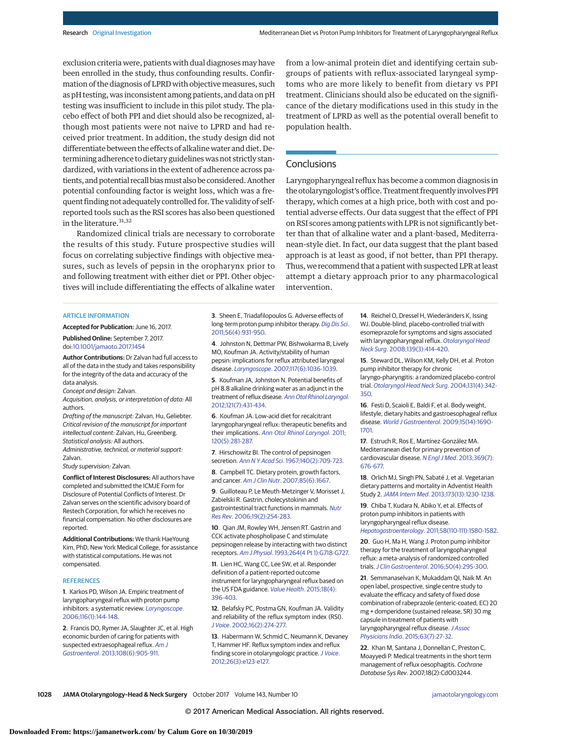exclusion criteria were, patients with dual diagnoses may have been enrolled in the study, thus confounding results. Confirmation of the diagnosis of LPRD with objective measures, such as pH testing, was inconsistent among patients, and data on pH testing was insufficient to include in this pilot study. The placebo effect of both PPI and diet should also be recognized, although most patients were not naive to LPRD and had received prior treatment. In addition, the study design did not differentiate between the effects of alkaline water and diet. Determining adherence to dietary guidelines was not strictly standardized, with variations in the extent of adherence across patients, and potential recall bias must also be considered. Another potential confounding factor is weight loss, which was a frequent finding not adequately controlled for. The validity of self-reported tools such as the RSI scores has also been questioned in the literature.[31,32]

Randomized clinical trials are necessary to corroborate the results of this study. Future prospective studies will focus on correlating subjective findings with objective measures, such as levels of pepsin in the oropharynx prior to and following treatment with either diet or PPI. Other objectives will include differentiating the effects of alkaline water from a low-animal protein diet and identifying certain subgroups of patients with reflux-associated laryngeal symptoms who are more likely to benefit from dietary vs PPI treatment. Clinicians should also be educated on the significance of the dietary modifications used in this study in the treatment of LPRD as well as the potential overall benefit to population health.

## Conclusions

Laryngopharyngeal reflux has become a common diagnosis in the otolaryngologist's office. Treatment frequently involves PPI therapy, which comes at a high price, both with cost and potential adverse effects. Our data suggest that the effect of PPI on RSI scores among patients with LPR is not significantly better than that of alkaline water and a plant-based, Mediterranean-style diet. In fact, our data suggest that the plant based approach is at least as good, if not better, than PPI therapy. Thus, we recommend that a patient with suspected LPR at least attempt a dietary approach prior to any pharmacological intervention.

### ARTICLE INFORMATION

**Accepted for Publication:** June 16, 2017.

**Published Online:** September 7, 2017. doi:10.1001/jamaoto.2017.1454

**Author Contributions:** Dr Zalvan had full access to all of the data in the study and takes responsibility for the integrity of the data and accuracy of the data analysis.
*Concept and design:* Zalvan.
*Acquisition, analysis, or interpretation of data:* All authors.
*Drafting of the manuscript:* Zalvan, Hu, Geliebter.
*Critical revision of the manuscript for important intellectual content:* Zalvan, Hu, Greenberg.
*Statistical analysis:* All authors.
*Administrative, technical, or material support:* Zalvan.
*Study supervision:* Zalvan.

**Conflict of Interest Disclosures:** All authors have completed and submitted the ICMJE Form for Disclosure of Potential Conflicts of Interest. Dr Zalvan serves on the scientific advisory board of Restech Corporation, for which he receives no financial compensation. No other disclosures are reported.

**Additional Contributions:** We thank HaeYoung Kim, PhD, New York Medical College, for assistance with statistical computations. He was not compensated.

### REFERENCES

1. Karkos PD, Wilson JA. Empiric treatment of laryngopharyngeal reflux with proton pump inhibitors: a systematic review. *Laryngoscope*. 2006;116(1):144-148.

2. Francis DO, Rymer JA, Slaughter JC, et al. High economic burden of caring for patients with suspected extraesophageal reflux. *Am J Gastroenterol*. 2013;108(6):905-911.

3. Sheen E, Triadafilopoulos G. Adverse effects of long-term proton pump inhibitor therapy. *Dig Dis Sci*. 2011;56(4):931-950.

4. Johnston N, Dettmar PW, Bishwokarma B, Lively MO, Koufman JA. Activity/stability of human pepsin: implications for reflux attributed laryngeal disease. *Laryngoscope*. 2007;117(6):1036-1039.

5. Koufman JA, Johnston N. Potential benefits of pH 8.8 alkaline drinking water as an adjunct in the treatment of reflux disease. *Ann Otol Rhinol Laryngol*. 2012;121(7):431-434.

6. Koufman JA. Low-acid diet for recalcitrant laryngopharyngeal reflux: therapeutic benefits and their implications. *Ann Otol Rhinol Laryngol*. 2011;120(5):281-287.

7. Hirschowitz BI. The control of pepsinogen secretion. *Ann N Y Acad Sci*. 1967;140(2):709-723.

8. Campbell TC. Dietary protein, growth factors, and cancer. *Am J Clin Nutr*. 2007;85(6):1667.

9. Guilloteau P, Le Meuth-Metzinger V, Morisset J, Zabielski R. Gastrin, cholecystokinin and gastrointestinal tract functions in mammals. *Nutr Res Rev*. 2006;19(2):254-283.

10. Qian JM, Rowley WH, Jensen RT. Gastrin and CCK activate phospholipase C and stimulate pepsinogen release by interacting with two distinct receptors. *Am J Physiol*. 1993;264(4 Pt 1):G718-G727.

11. Lien HC, Wang CC, Lee SW, et al. Responder definition of a patient-reported outcome instrument for laryngopharyngeal reflux based on the US FDA guidance. *Value Health*. 2015;18(4):396-403.

12. Belafsky PC, Postma GN, Koufman JA. Validity and reliability of the reflux symptom index (RSI). *J Voice*. 2002;16(2):274-277.

13. Habermann W, Schmid C, Neumann K, Devaney T, Hammer HF. Reflux symptom index and reflux finding score in otolaryngologic practice. *J Voice*. 2012;26(3):e123-e127.

14. Reichel O, Dressel H, Wiederänders K, Issing WJ. Double-blind, placebo-controlled trial with esomeprazole for symptoms and signs associated with laryngopharyngeal reflux. *Otolaryngol Head Neck Surg*. 2008;139(3):414-420.

15. Steward DL, Wilson KM, Kelly DH, et al. Proton pump inhibitor therapy for chronic laryngo-pharyngitis: a randomized placebo-control trial. *Otolaryngol Head Neck Surg*. 2004;131(4):342-350.

16. Festi D, Scaioli E, Baldi F, et al. Body weight, lifestyle, dietary habits and gastroesophageal reflux disease. *World J Gastroenterol*. 2009;15(14):1690-1701.

17. Estruch R, Ros E, Martínez-González MA. Mediterranean diet for primary prevention of cardiovascular disease. *N Engl J Med*. 2013;369(7):676-677.

18. Orlich MJ, Singh PN, Sabaté J, et al. Vegetarian dietary patterns and mortality in Adventist Health Study 2. *JAMA Intern Med*. 2013;173(13):1230-1238.

19. Chiba T, Kudara N, Abiko Y, et al. Effects of proton pump inhibitors in patients with laryngopharyngeal reflux disease. *Hepatogastroenterology*. 2011;58(110-111):1580-1582.

20. Guo H, Ma H, Wang J. Proton pump inhibitor therapy for the treatment of laryngopharyngeal reflux: a meta-analysis of randomized controlled trials. *J Clin Gastroenterol*. 2016;50(4):295-300.

21. Semmanaselvan K, Mukaddam QI, Naik M. An open label, prospective, single centre study to evaluate the efficacy and safety of fixed dose combination of rabeprazole (enteric-coated, EC) 20 mg + domperidone (sustained release, SR) 30 mg capsule in treatment of patients with laryngopharyngeal reflux disease. *J Assoc Physicians India*. 2015;63(7):27-32.

22. Khan M, Santana J, Donnellan C, Preston C, Moayyedi P. Medical treatments in the short term management of reflux oesophagitis. *Cochrane Database Sys Rev*. 2007;18(2):Cd003244.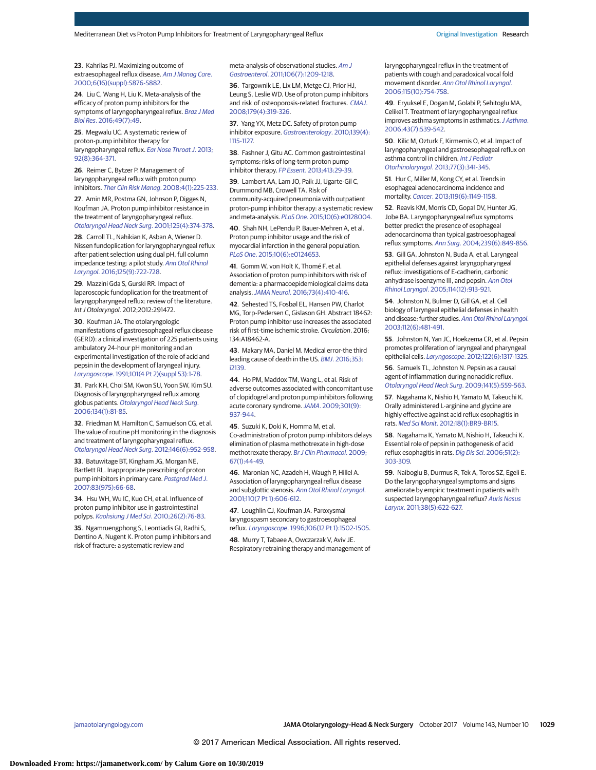23. Kahrilas PJ. Maximizing outcome of extraesophageal reflux disease. *Am J Manag Care*. 2000;6(16)(suppl):S876-S882.

24. Liu C, Wang H, Liu K. Meta-analysis of the efficacy of proton pump inhibitors for the symptoms of laryngopharyngeal reflux. *Braz J Med Biol Res*. 2016;49(7):49.

25. Megwalu UC. A systematic review of proton-pump inhibitor therapy for laryngopharyngeal reflux. *Ear Nose Throat J*. 2013;92(8):364-371.

26. Reimer C, Bytzer P. Management of laryngopharyngeal reflux with proton pump inhibitors. *Ther Clin Risk Manag*. 2008;4(1):225-233.

27. Amin MR, Postma GN, Johnson P, Digges N, Koufman JA. Proton pump inhibitor resistance in the treatment of laryngopharyngeal reflux. *Otolaryngol Head Neck Surg*. 2001;125(4):374-378.

28. Carroll TL, Nahikian K, Asban A, Wiener D. Nissen fundoplication for laryngopharyngeal reflux after patient selection using dual pH, full column impedance testing: a pilot study. *Ann Otol Rhinol Laryngol*. 2016;125(9):722-728.

29. Mazzini Gda S, Gurski RR. Impact of laparoscopic fundoplication for the treatment of laryngopharyngeal reflux: review of the literature. *Int J Otolaryngol*. 2012;2012:291472.

30. Koufman JA. The otolaryngologic manifestations of gastroesophageal reflux disease (GERD): a clinical investigation of 225 patients using ambulatory 24-hour pH monitoring and an experimental investigation of the role of acid and pepsin in the development of laryngeal injury. *Laryngoscope*. 1991;101(4 Pt 2)(suppl 53):1-78.

31. Park KH, Choi SM, Kwon SU, Yoon SW, Kim SU. Diagnosis of laryngopharyngeal reflux among globus patients. *Otolaryngol Head Neck Surg*. 2006;134(1):81-85.

32. Friedman M, Hamilton C, Samuelson CG, et al. The value of routine pH monitoring in the diagnosis and treatment of laryngopharyngeal reflux. *Otolaryngol Head Neck Surg*. 2012;146(6):952-958.

33. Batuwitage BT, Kingham JG, Morgan NE, Bartlett RL. Inappropriate prescribing of proton pump inhibitors in primary care. *Postgrad Med J*. 2007;83(975):66-68.

34. Hsu WH, Wu IC, Kuo CH, et al. Influence of proton pump inhibitor use in gastrointestinal polyps. *Kaohsiung J Med Sci*. 2010;26(2):76-83.

35. Ngamruengphong S, Leontiadis GI, Radhi S, Dentino A, Nugent K. Proton pump inhibitors and risk of fracture: a systematic review and meta-analysis of observational studies. *Am J Gastroenterol*. 2011;106(7):1209-1218.

36. Targownik LE, Lix LM, Metge CJ, Prior HJ, Leung S, Leslie WD. Use of proton pump inhibitors and risk of osteoporosis-related fractures. *CMAJ*. 2008;179(4):319-326.

37. Yang YX, Metz DC. Safety of proton pump inhibitor exposure. *Gastroenterology*. 2010;139(4):1115-1127.

38. Fashner J, Gitu AC. Common gastrointestinal symptoms: risks of long-term proton pump inhibitor therapy. *FP Essent*. 2013;413:29-39.

39. Lambert AA, Lam JO, Paik JJ, Ugarte-Gil C, Drummond MB, Crowell TA. Risk of community-acquired pneumonia with outpatient proton-pump inhibitor therapy: a systematic review and meta-analysis. *PLoS One*. 2015;10(6):e0128004.

40. Shah NH, LePendu P, Bauer-Mehren A, et al. Proton pump inhibitor usage and the risk of myocardial infarction in the general population. *PLoS One*. 2015;10(6):e0124653.

41. Gomm W, von Holt K, Thomé F, et al. Association of proton pump inhibitors with risk of dementia: a pharmacoepidemiological claims data analysis. *JAMA Neurol*. 2016;73(4):410-416.

42. Sehested TS, Fosbøl EL, Hansen PW, Charlot MG, Torp-Pedersen C, Gislason GH. Abstract 18462: Proton pump inhibitor use increases the associated risk of first-time ischemic stroke. *Circulation*. 2016;134:A18462-A.

43. Makary MA, Daniel M. Medical error-the third leading cause of death in the US. *BMJ*. 2016;353:i2139.

44. Ho PM, Maddox TM, Wang L, et al. Risk of adverse outcomes associated with concomitant use of clopidogrel and proton pump inhibitors following acute coronary syndrome. *JAMA*. 2009;301(9):937-944.

45. Suzuki K, Doki K, Homma M, et al. Co-administration of proton pump inhibitors delays elimination of plasma methotrexate in high-dose methotrexate therapy. *Br J Clin Pharmacol*. 2009;67(1):44-49.

46. Maronian NC, Azadeh H, Waugh P, Hillel A. Association of laryngopharyngeal reflux disease and subglottic stenosis. *Ann Otol Rhinol Laryngol*. 2001;110(7 Pt 1):606-612.

47. Loughlin CJ, Koufman JA. Paroxysmal laryngospasm secondary to gastroesophageal reflux. *Laryngoscope*. 1996;106(12 Pt 1):1502-1505.

48. Murry T, Tabaee A, Owczarzak V, Aviv JE. Respiratory retraining therapy and management of laryngopharyngeal reflux in the treatment of patients with cough and paradoxical vocal fold movement disorder. *Ann Otol Rhinol Laryngol*. 2006;115(10):754-758.

49. Eryuksel E, Dogan M, Golabi P, Sehitoglu MA, Celikel T. Treatment of laryngopharyngeal reflux improves asthma symptoms in asthmatics. *J Asthma*. 2006;43(7):539-542.

50. Kilic M, Ozturk F, Kirmemis O, et al. Impact of laryngopharyngeal and gastroesophageal reflux on asthma control in children. *Int J Pediatr Otorhinolaryngol*. 2013;77(3):341-345.

51. Hur C, Miller M, Kong CY, et al. Trends in esophageal adenocarcinoma incidence and mortality. *Cancer*. 2013;119(6):1149-1158.

52. Reavis KM, Morris CD, Gopal DV, Hunter JG, Jobe BA. Laryngopharyngeal reflux symptoms better predict the presence of esophageal adenocarcinoma than typical gastroesophageal reflux symptoms. *Ann Surg*. 2004;239(6):849-856.

53. Gill GA, Johnston N, Buda A, et al. Laryngeal epithelial defenses against laryngopharyngeal reflux: investigations of E-cadherin, carbonic anhydrase isoenzyme III, and pepsin. *Ann Otol Rhinol Laryngol*. 2005;114(12):913-921.

54. Johnston N, Bulmer D, Gill GA, et al. Cell biology of laryngeal epithelial defenses in health and disease: further studies. *Ann Otol Rhinol Laryngol*. 2003;112(6):481-491.

55. Johnston N, Yan JC, Hoekzema CR, et al. Pepsin promotes proliferation of laryngeal and pharyngeal epithelial cells. *Laryngoscope*. 2012;122(6):1317-1325.

56. Samuels TL, Johnston N. Pepsin as a causal agent of inflammation during nonacidic reflux. *Otolaryngol Head Neck Surg*. 2009;141(5):559-563.

57. Nagahama K, Nishio H, Yamato M, Takeuchi K. Orally administered L-arginine and glycine are highly effective against acid reflux esophagitis in rats. *Med Sci Monit*. 2012;18(1):BR9-BR15.

58. Nagahama K, Yamato M, Nishio H, Takeuchi K. Essential role of pepsin in pathogenesis of acid reflux esophagitis in rats. *Dig Dis Sci*. 2006;51(2):303-309.

59. Naiboglu B, Durmus R, Tek A, Toros SZ, Egeli E. Do the laryngopharyngeal symptoms and signs ameliorate by empiric treatment in patients with suspected laryngopharyngeal reflux? *Auris Nasus Larynx*. 2011;38(5):622-627.